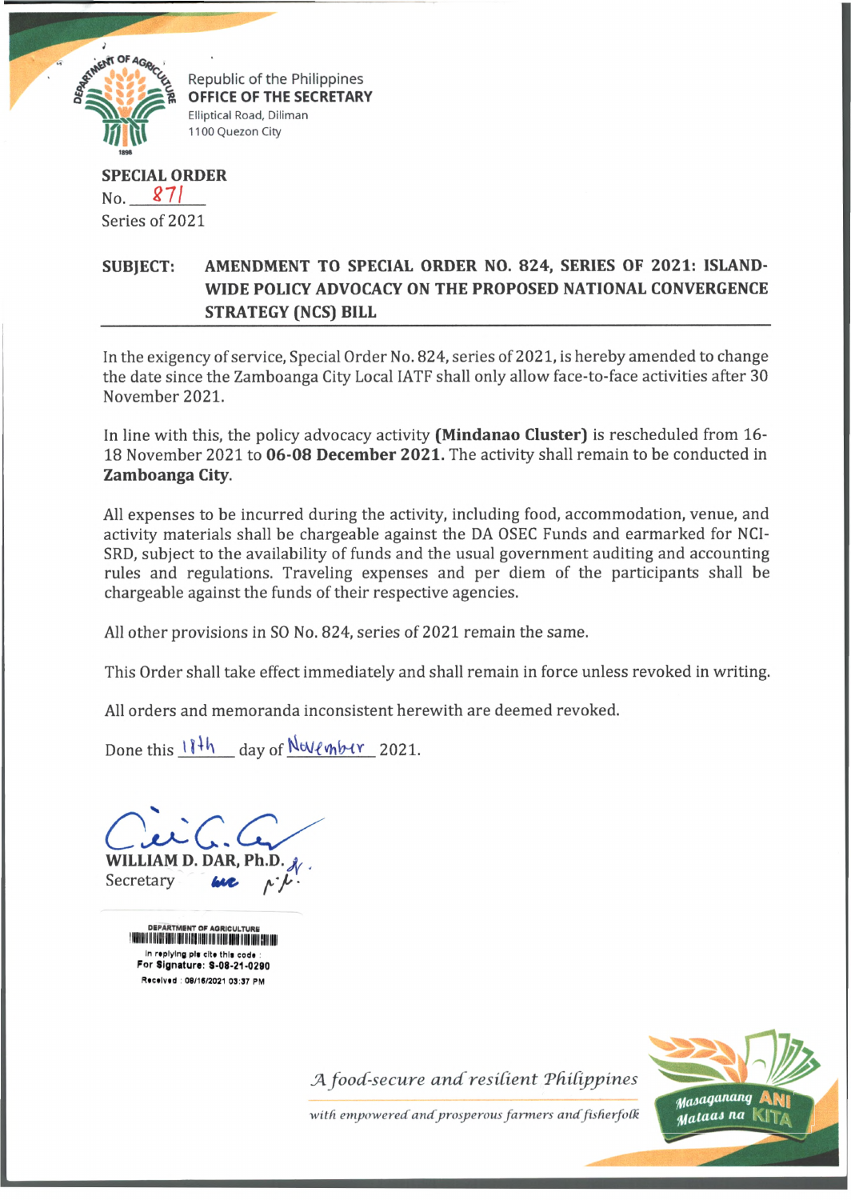Republic of the Philippines
**OFFICE OF THE SECRETARY**
Elliptical Road, Diliman
1100 Quezon City

**SPECIAL ORDER**
No. 871
Series of 2021

**SUBJECT: AMENDMENT TO SPECIAL ORDER NO. 824, SERIES OF 2021: ISLAND-WIDE POLICY ADVOCACY ON THE PROPOSED NATIONAL CONVERGENCE STRATEGY (NCS) BILL**

In the exigency of service, Special Order No. 824, series of 2021, is hereby amended to change the date since the Zamboanga City Local IATF shall only allow face-to-face activities after 30 November 2021.

In line with this, the policy advocacy activity **(Mindanao Cluster)** is rescheduled from 16-18 November 2021 to **06-08 December 2021.** The activity shall remain to be conducted in **Zamboanga City**.

All expenses to be incurred during the activity, including food, accommodation, venue, and activity materials shall be chargeable against the DA OSEC Funds and earmarked for NCI-SRD, subject to the availability of funds and the usual government auditing and accounting rules and regulations. Traveling expenses and per diem of the participants shall be chargeable against the funds of their respective agencies.

All other provisions in SO No. 824, series of 2021 remain the same.

This Order shall take effect immediately and shall remain in force unless revoked in writing.

All orders and memoranda inconsistent herewith are deemed revoked.

Done this 18th day of November 2021.

**WILLIAM D. DAR, Ph.D.**
Secretary

DEPARTMENT OF AGRICULTURE
In replying pls cite this code :
For Signature: S-08-21-0290
Received : 08/16/2021 03:37 PM

*A food-secure and resilient Philippines*
*with empowered and prosperous farmers and fisherfolk*

Masaganang ANI Mataas na KITA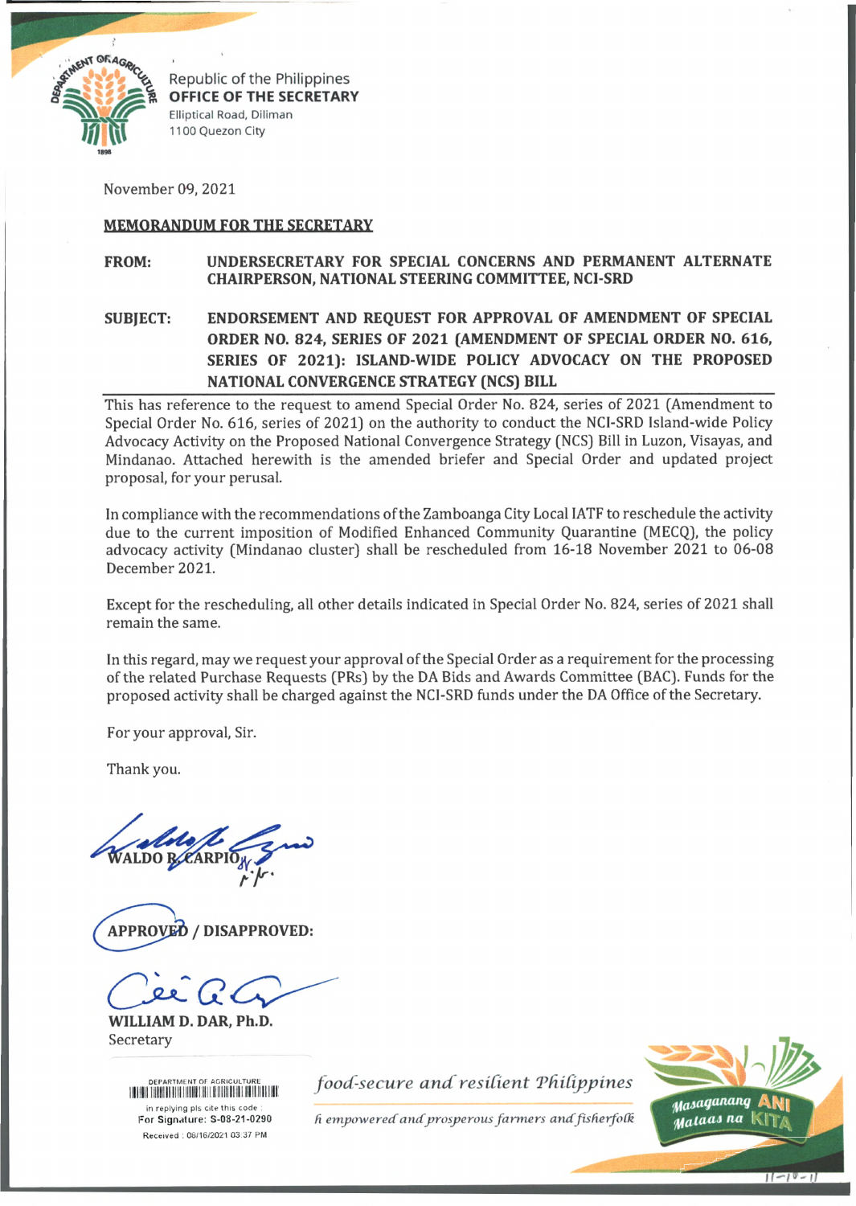Republic of the Philippines
**OFFICE OF THE SECRETARY**
Elliptical Road, Diliman
1100 Quezon City

November 09, 2021

**MEMORANDUM FOR THE SECRETARY**

**FROM:** **UNDERSECRETARY FOR SPECIAL CONCERNS AND PERMANENT ALTERNATE CHAIRPERSON, NATIONAL STEERING COMMITTEE, NCI-SRD**

**SUBJECT:** **ENDORSEMENT AND REQUEST FOR APPROVAL OF AMENDMENT OF SPECIAL ORDER NO. 824, SERIES OF 2021 (AMENDMENT OF SPECIAL ORDER NO. 616, SERIES OF 2021): ISLAND-WIDE POLICY ADVOCACY ON THE PROPOSED NATIONAL CONVERGENCE STRATEGY (NCS) BILL**

This has reference to the request to amend Special Order No. 824, series of 2021 (Amendment to Special Order No. 616, series of 2021) on the authority to conduct the NCI-SRD Island-wide Policy Advocacy Activity on the Proposed National Convergence Strategy (NCS) Bill in Luzon, Visayas, and Mindanao. Attached herewith is the amended briefer and Special Order and updated project proposal, for your perusal.

In compliance with the recommendations of the Zamboanga City Local IATF to reschedule the activity due to the current imposition of Modified Enhanced Community Quarantine (MECQ), the policy advocacy activity (Mindanao cluster) shall be rescheduled from 16-18 November 2021 to 06-08 December 2021.

Except for the rescheduling, all other details indicated in Special Order No. 824, series of 2021 shall remain the same.

In this regard, may we request your approval of the Special Order as a requirement for the processing of the related Purchase Requests (PRs) by the DA Bids and Awards Committee (BAC). Funds for the proposed activity shall be charged against the NCI-SRD funds under the DA Office of the Secretary.

For your approval, Sir.

Thank you.

**WALDO R. CARPIO**

**APPROVED / DISAPPROVED:**

**WILLIAM D. DAR, Ph.D.**
Secretary

DEPARTMENT OF AGRICULTURE
in replying pls cite this code :
For Signature: S-08-21-0290
Received : 08/16/2021 03:37 PM

*food-secure and resilient Philippines*

*& empowered and prosperous farmers and fisherfolk*

Masaganang ANI Mataas na KITA